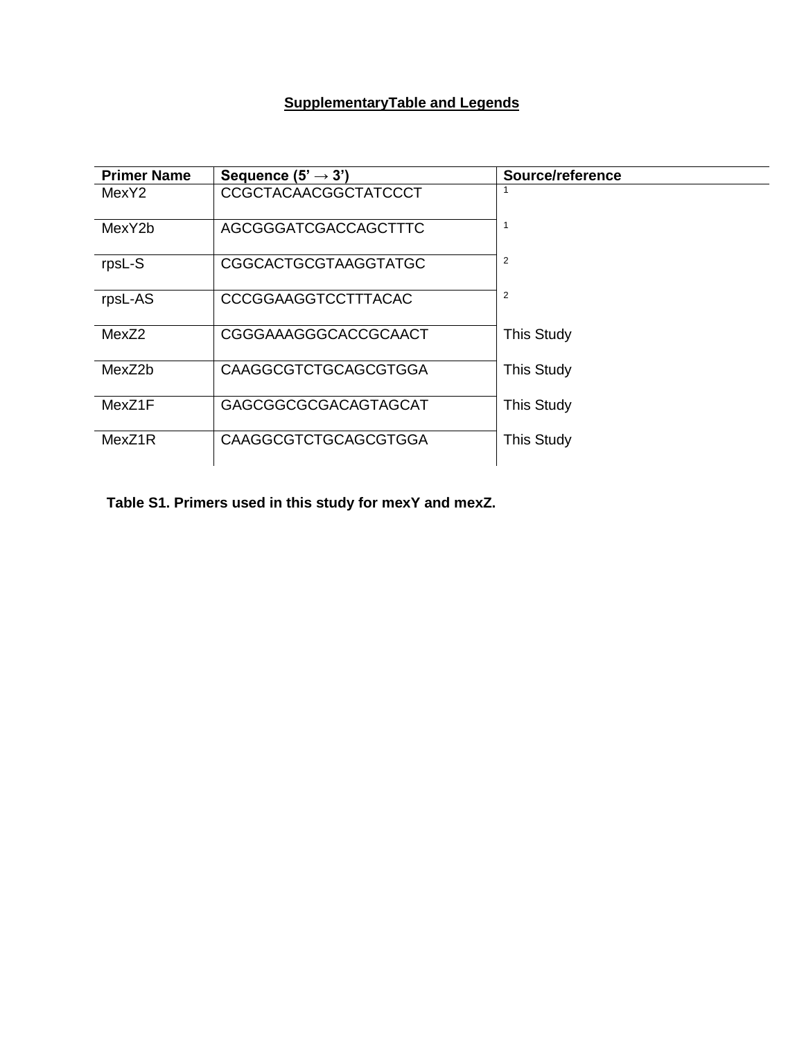# SupplementaryTable and Legends

| Primer Name | Sequence (5' → 3') | Source/reference |
| --- | --- | --- |
| MexY2 | CCGCTACAACGGCTATCCCT | [1] |
| MexY2b | AGCGGGATCGACCAGCTTTC | [1] |
| rpsL-S | CGGCACTGCGTAAGGTATGC | [2] |
| rpsL-AS | CCCGGAAGGTCCTTTACAC | [2] |
| MexZ2 | CGGGAAAGGGCACCGCAACT | This Study |
| MexZ2b | CAAGGCGTCTGCAGCGTGGA | This Study |
| MexZ1F | GAGCGGCGCGACAGTAGCAT | This Study |
| MexZ1R | CAAGGCGTCTGCAGCGTGGA | This Study |

**Table S1. Primers used in this study for mexY and mexZ.**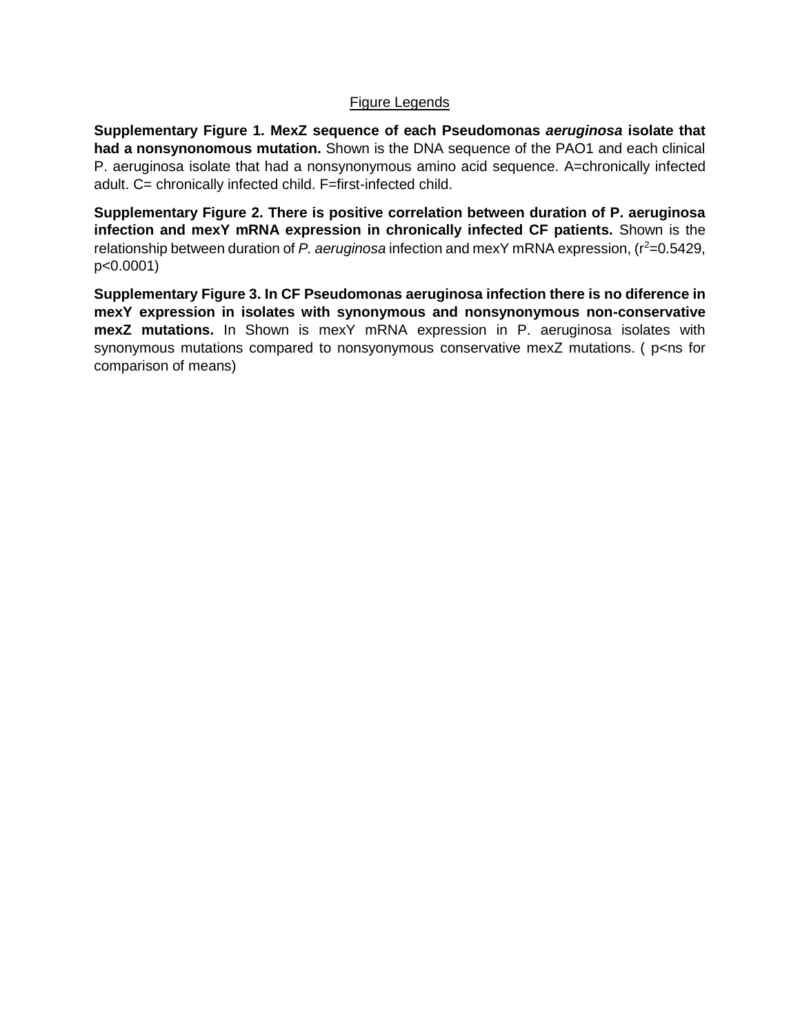<u>Figure Legends</u>

**Supplementary Figure 1. MexZ sequence of each Pseudomonas *aeruginosa* isolate that had a nonsynonomous mutation.** Shown is the DNA sequence of the PAO1 and each clinical P. aeruginosa isolate that had a nonsynonymous amino acid sequence. A=chronically infected adult. C= chronically infected child. F=first-infected child.

**Supplementary Figure 2. There is positive correlation between duration of P. aeruginosa infection and mexY mRNA expression in chronically infected CF patients.** Shown is the relationship between duration of *P. aeruginosa* infection and mexY mRNA expression, ($r^2$=0.5429, p<0.0001)

**Supplementary Figure 3. In CF Pseudomonas aeruginosa infection there is no diference in mexY expression in isolates with synonymous and nonsynonymous non-conservative mexZ mutations.** In Shown is mexY mRNA expression in P. aeruginosa isolates with synonymous mutations compared to nonsyonymous conservative mexZ mutations. ( p<ns for comparison of means)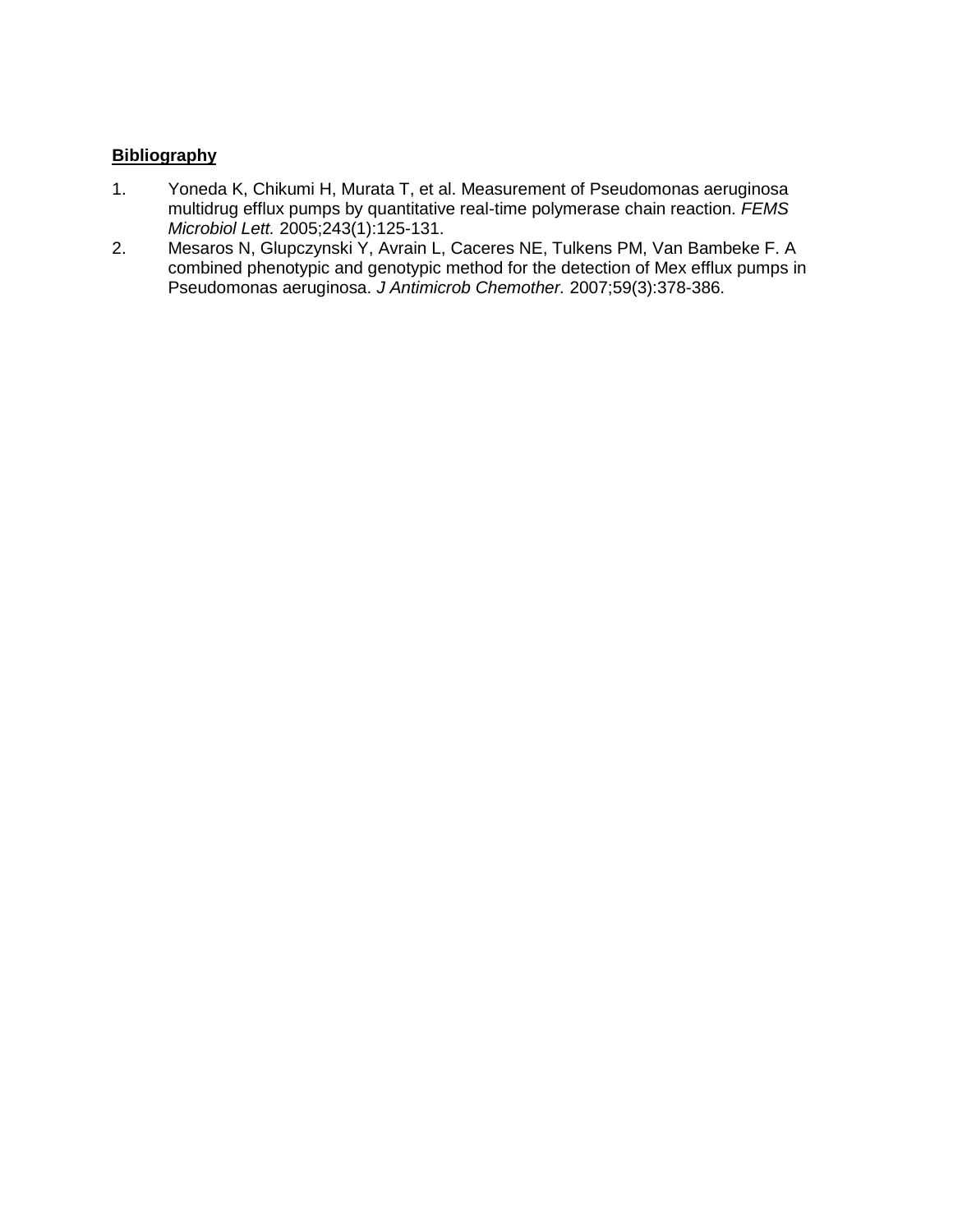**Bibliography**

1. Yoneda K, Chikumi H, Murata T, et al. Measurement of Pseudomonas aeruginosa multidrug efflux pumps by quantitative real-time polymerase chain reaction. *FEMS Microbiol Lett.* 2005;243(1):125-131.
2. Mesaros N, Glupczynski Y, Avrain L, Caceres NE, Tulkens PM, Van Bambeke F. A combined phenotypic and genotypic method for the detection of Mex efflux pumps in Pseudomonas aeruginosa. *J Antimicrob Chemother.* 2007;59(3):378-386.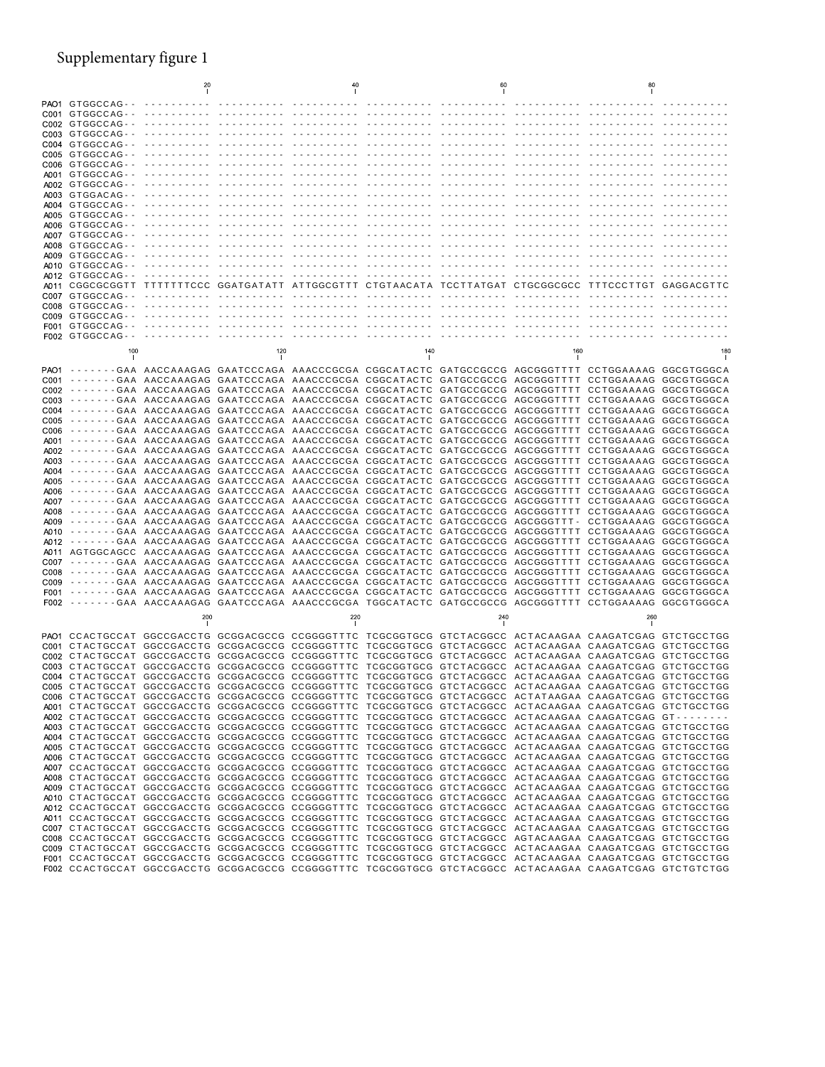Supplementary figure 1

```
                20                    40                    60                    80
PAO1 GTGGCCAG-- ---------- ---------- ---------- ---------- ---------- ---------- ---------- ----------
C001 GTGGCCAG-- ---------- ---------- ---------- ---------- ---------- ---------- ---------- ----------
C002 GTGGCCAG-- ---------- ---------- ---------- ---------- ---------- ---------- ---------- ----------
C003 GTGGCCAG-- ---------- ---------- ---------- ---------- ---------- ---------- ---------- ----------
C004 GTGGCCAG-- ---------- ---------- ---------- ---------- ---------- ---------- ---------- ----------
C005 GTGGCCAG-- ---------- ---------- ---------- ---------- ---------- ---------- ---------- ----------
C006 GTGGCCAG-- ---------- ---------- ---------- ---------- ---------- ---------- ---------- ----------
A001 GTGGCCAG-- ---------- ---------- ---------- ---------- ---------- ---------- ---------- ----------
A002 GTGGCCAG-- ---------- ---------- ---------- ---------- ---------- ---------- ---------- ----------
A003 GTGGACAG-- ---------- ---------- ---------- ---------- ---------- ---------- ---------- ----------
A004 GTGGCCAG-- ---------- ---------- ---------- ---------- ---------- ---------- ---------- ----------
A005 GTGGCCAG-- ---------- ---------- ---------- ---------- ---------- ---------- ---------- ----------
A006 GTGGCCAG-- ---------- ---------- ---------- ---------- ---------- ---------- ---------- ----------
A007 GTGGCCAG-- ---------- ---------- ---------- ---------- ---------- ---------- ---------- ----------
A008 GTGGCCAG-- ---------- ---------- ---------- ---------- ---------- ---------- ---------- ----------
A009 GTGGCCAG-- ---------- ---------- ---------- ---------- ---------- ---------- ---------- ----------
A010 GTGGCCAG-- ---------- ---------- ---------- ---------- ---------- ---------- ---------- ----------
A012 GTGGCCAG-- ---------- ---------- ---------- ---------- ---------- ---------- ---------- ----------
A011 CGGCGCGGTT TTTTTTTCCC GGATGATATT ATTGGCGTTT CTGTAACATA TCCTTATGAT CTGCGGCGCC TTTCCCTTGT GAGGACGTTC
C007 GTGGCCAG-- ---------- ---------- ---------- ---------- ---------- ---------- ---------- ----------
C008 GTGGCCAG-- ---------- ---------- ---------- ---------- ---------- ---------- ---------- ----------
C009 GTGGCCAG-- ---------- ---------- ---------- ---------- ---------- ---------- ---------- ----------
F001 GTGGCCAG-- ---------- ---------- ---------- ---------- ---------- ---------- ---------- ----------
F002 GTGGCCAG-- ---------- ---------- ---------- ---------- ---------- ---------- ---------- ----------

           100                   120                   140                   160                   180
PAO1 -------GAA AACCAAAGAG GAATCCCAGA AACCCGCGA CGGCATACTC GATGCCGCCG AGCGGGTTTT CCTGGAAAAG GGCGTGGGCA
C001 -------GAA AACCAAAGAG GAATCCCAGA AACCCGCGA CGGCATACTC GATGCCGCCG AGCGGGTTTT CCTGGAAAAG GGCGTGGGCA
C002 -------GAA AACCAAAGAG GAATCCCAGA AACCCGCGA CGGCATACTC GATGCCGCCG AGCGGGTTTT CCTGGAAAAG GGCGTGGGCA
C003 -------GAA AACCAAAGAG GAATCCCAGA AACCCGCGA CGGCATACTC GATGCCGCCG AGCGGGTTTT CCTGGAAAAG GGCGTGGGCA
C004 -------GAA AACCAAAGAG GAATCCCAGA AACCCGCGA CGGCATACTC GATGCCGCCG AGCGGGTTTT CCTGGAAAAG GGCGTGGGCA
C005 -------GAA AACCAAAGAG GAATCCCAGA AACCCGCGA CGGCATACTC GATGCCGCCG AGCGGGTTTT CCTGGAAAAG GGCGTGGGCA
C006 -------GAA AACCAAAGAG GAATCCCAGA AACCCGCGA CGGCATACTC GATGCCGCCG AGCGGGTTTT CCTGGAAAAG GGCGTGGGCA
A001 -------GAA AACCAAAGAG GAATCCCAGA AACCCGCGA CGGCATACTC GATGCCGCCG AGCGGGTTTT CCTGGAAAAG GGCGTGGGCA
A002 -------GAA AACCAAAGAG GAATCCCAGA AACCCGCGA CGGCATACTC GATGCCGCCG AGCGGGTTTT CCTGGAAAAG GGCGTGGGCA
A003 -------GAA AACCAAAGAG GAATCCCAGA AACCCGCGA CGGCATACTC GATGCCGCCG AGCGGGTTTT CCTGGAAAAG GGCGTGGGCA
A004 -------GAA AACCAAAGAG GAATCCCAGA AACCCGCGA CGGCATACTC GATGCCGCCG AGCGGGTTTT CCTGGAAAAG GGCGTGGGCA
A005 -------GAA AACCAAAGAG GAATCCCAGA AACCCGCGA CGGCATACTC GATGCCGCCG AGCGGGTTTT CCTGGAAAAG GGCGTGGGCA
A006 -------GAA AACCAAAGAG GAATCCCAGA AACCCGCGA CGGCATACTC GATGCCGCCG AGCGGGTTTT CCTGGAAAAG GGCGTGGGCA
A007 -------GAA AACCAAAGAG GAATCCCAGA AACCCGCGA CGGCATACTC GATGCCGCCG AGCGGGTTTT CCTGGAAAAG GGCGTGGGCA
A008 -------GAA AACCAAAGAG GAATCCCAGA AACCCGCGA CGGCATACTC GATGCCGCCG AGCGGGTTTT CCTGGAAAAG GGCGTGGGCA
A009 -------GAA AACCAAAGAG GAATCCCAGA AACCCGCGA CGGCATACTC GATGCCGCCG AGCGGGTTT- CCTGGAAAAG GGCGTGGGCA
A010 -------GAA AACCAAAGAG GAATCCCAGA AACCCGCGA CGGCATACTC GATGCCGCCG AGCGGGTTTT CCTGGAAAAG GGCGTGGGCA
A012 -------GAA AACCAAAGAG GAATCCCAGA AACCCGCGA CGGCATACTC GATGCCGCCG AGCGGGTTTT CCTGGAAAAG GGCGTGGGCA
A011 AGTGGCAGCC AACCAAAGAG GAATCCCAGA AACCCGCGA CGGCATACTC GATGCCGCCG AGCGGGTTTT CCTGGAAAAG GGCGTGGGCA
C007 -------GAA AACCAAAGAG GAATCCCAGA AACCCGCGA CGGCATACTC GATGCCGCCG AGCGGGTTTT CCTGGAAAAG GGCGTGGGCA
C008 -------GAA AACCAAAGAG GAATCCCAGA AACCCGCGA CGGCATACTC GATGCCGCCG AGCGGGTTTT CCTGGAAAAG GGCGTGGGCA
C009 -------GAA AACCAAAGAG GAATCCCAGA AACCCGCGA CGGCATACTC GATGCCGCCG AGCGGGTTTT CCTGGAAAAG GGCGTGGGCA
F001 -------GAA AACCAAAGAG GAATCCCAGA AACCCGCGA CGGCATACTC GATGCCGCCG AGCGGGTTTT CCTGGAAAAG GGCGTGGGCA
F002 -------GAA AACCAAAGAG GAATCCCAGA AACCCGCGA TGGCATACTC GATGCCGCCG AGCGGGTTTT CCTGGAAAAG GGCGTGGGCA

                200                   220                   240                   260
PAO1 CCACTGCCAT GGCCGACCTG GCGGACGCCG CCGGGGTTTC TCGCGGTGCG GTCTACGGCC ACTACAAGAA CAAGATCGAG GTCTGCCTGG
C001 CTACTGCCAT GGCCGACCTG GCGGACGCCG CCGGGGTTTC TCGCGGTGCG GTCTACGGCC ACTACAAGAA CAAGATCGAG GTCTGCCTGG
C002 CTACTGCCAT GGCCGACCTG GCGGACGCCG CCGGGGTTTC TCGCGGTGCG GTCTACGGCC ACTACAAGAA CAAGATCGAG GTCTGCCTGG
C003 CTACTGCCAT GGCCGACCTG GCGGACGCCG CCGGGGTTTC TCGCGGTGCG GTCTACGGCC ACTACAAGAA CAAGATCGAG GTCTGCCTGG
C004 CTACTGCCAT GGCCGACCTG GCGGACGCCG CCGGGGTTTC TCGCGGTGCG GTCTACGGCC ACTACAAGAA CAAGATCGAG GTCTGCCTGG
C005 CTACTGCCAT GGCCGACCTG GCGGACGCCG CCGGGGTTTC TCGCGGTGCG GTCTACGGCC ACTACAAGAA CAAGATCGAG GTCTGCCTGG
C006 CTACTGCCAT GGCCGACCTG GCGGACGCCG CCGGGGTTTC TCGCGGTGCG GTCTACGGCC ACTATAAGAA CAAGATCGAG GTCTGCCTGG
A001 CTACTGCCAT GGCCGACCTG GCGGACGCCG CCGGGGTTTC TCGCGGTGCG GTCTACGGCC ACTACAAGAA CAAGATCGAG GTCTGCCTGG
A002 CTACTGCCAT GGCCGACCTG GCGGACGCCG CCGGGGTTTC TCGCGGTGCG GTCTACGGCC ACTACAAGAA CAAGATCGAG GT--------
A003 CTACTGCCAT GGCCGACCTG GCGGACGCCG CCGGGGTTTC TCGCGGTGCG GTCTACGGCC ACTACAAGAA CAAGATCGAG GTCTGCCTGG
A004 CTACTGCCAT GGCCGACCTG GCGGACGCCG CCGGGGTTTC TCGCGGTGCG GTCTACGGCC ACTACAAGAA CAAGATCGAG GTCTGCCTGG
A005 CTACTGCCAT GGCCGACCTG GCGGACGCCG CCGGGGTTTC TCGCGGTGCG GTCTACGGCC ACTACAAGAA CAAGATCGAG GTCTGCCTGG
A006 CTACTGCCAT GGCCGACCTG GCGGACGCCG CCGGGGTTTC TCGCGGTGCG GTCTACGGCC ACTACAAGAA CAAGATCGAG GTCTGCCTGG
A007 CCACTGCCAT GGCCGACCTG GCGGACGCCG CCGGGGTTTC TCGCGGTGCG GTCTACGGCC ACTACAAGAA CAAGATCGAG GTCTGCCTGG
A008 CTACTGCCAT GGCCGACCTG GCGGACGCCG CCGGGGTTTC TCGCGGTGCG GTCTACGGCC ACTACAAGAA CAAGATCGAG GTCTGCCTGG
A009 CTACTGCCAT GGCCGACCTG GCGGACGCCG CCGGGGTTTC TCGCGGTGCG GTCTACGGCC ACTACAAGAA CAAGATCGAG GTCTGCCTGG
A010 CTACTGCCAT GGCCGACCTG GCGGACGCCG CCGGGGTTTC TCGCGGTGCG GTCTACGGCC ACTACAAGAA CAAGATCGAG GTCTGCCTGG
A012 CCACTGCCAT GGCCGACCTG GCGGACGCCG CCGGGGTTTC TCGCGGTGCG GTCTACGGCC ACTACAAGAA CAAGATCGAG GTCTGCCTGG
A011 CCACTGCCAT GGCCGACCTG GCGGACGCCG CCGGGGTTTC TCGCGGTGCG GTCTACGGCC ACTACAAGAA CAAGATCGAG GTCTGCCTGG
C007 CTACTGCCAT GGCCGACCTG GCGGACGCCG CCGGGGTTTC TCGCGGTGCG GTCTACGGCC ACTACAAGAA CAAGATCGAG GTCTGCCTGG
C008 CCACTGCCAT GGCCGACCTG GCGGACGCCG CCGGGGTTTC TCGCGGTGCG GTCTACGGCC AGTACAAGAA CAAGATCGAG GTCTGCCTGG
C009 CTACTGCCAT GGCCGACCTG GCGGACGCCG CCGGGGTTTC TCGCGGTGCG GTCTACGGCC ACTACAAGAA CAAGATCGAG GTCTGCCTGG
F001 CCACTGCCAT GGCCGACCTG GCGGACGCCG CCGGGGTTTC TCGCGGTGCG GTCTACGGCC ACTACAAGAA CAAGATCGAG GTCTGCCTGG
F002 CCACTGCCAT GGCCGACCTG GCGGACGCCG CCGGGGTTTC TCGCGGTGCG GTCTACGGCC ACTACAAGAA CAAGATCGAG GTCTGTCTGG
```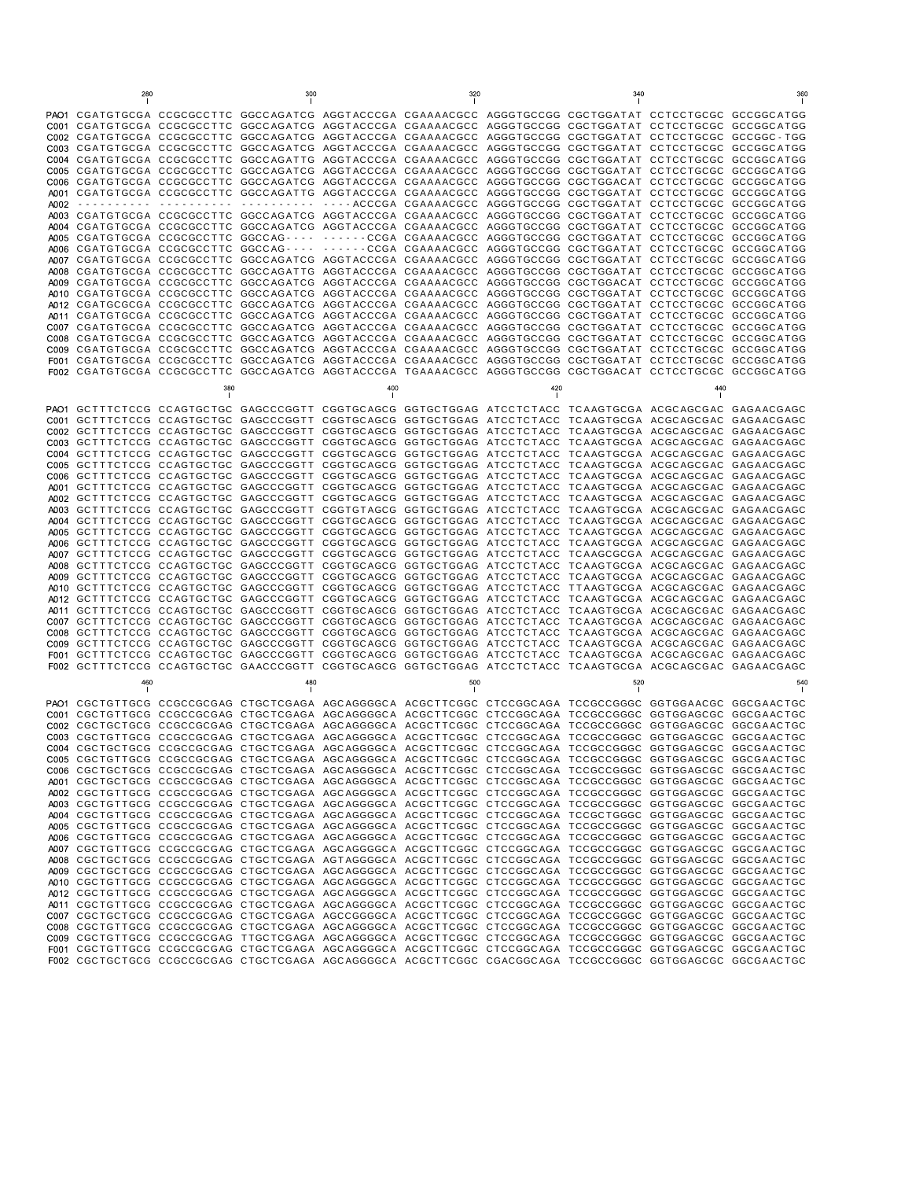```
          280                  300                  320                  340                  360
PAO1 CGATGTGCGA CCGCGCCTTC GGCCAGATCG AGGTACCCGA CGAAAACGCC AGGGTGCCGG CGCTGGATAT CCTCCTGCGC GCCGGCATGG
C001 CGATGTGCGA CCGCGCCTTC GGCCAGATCG AGGTACCCGA CGAAAACGCC AGGGTGCCGG CGCTGGATAT CCTCCTGCGC GCCGGCATGG
C002 CGATGTGCGA CCGCGCCTTC GGCCAGATCG AGGTACCCGA CGAAAACGCC AGGGTGCCGG CGCTGGATAT CCTCCTGCGC GCCGGC-TGG
C003 CGATGTGCGA CCGCGCCTTC GGCCAGATCG AGGTACCCGA CGAAAACGCC AGGGTGCCGG CGCTGGATAT CCTCCTGCGC GCCGGCATGG
C004 CGATGTGCGA CCGCGCCTTC GGCCAGATTG AGGTACCCGA CGAAAACGCC AGGGTGCCGG CGCTGGATAT CCTCCTGCGC GCCGGCATGG
C005 CGATGTGCGA CCGCGCCTTC GGCCAGATCG AGGTACCCGA CGAAAACGCC AGGGTGCCGG CGCTGGATAT CCTCCTGCGC GCCGGCATGG
C006 CGATGTGCGA CCGCGCCTTC GGCCAGATCG AGGTACCCGA CGAAAACGCC AGGGTGCCGG CGCTGGACAT CCTCCTGCGC GCCGGCATGG
A001 CGATGTGCGA CCGCGCCTTC GGCCAGATTG AGGTACCCGA CGAAAACGCC AGGGTGCCGG CGCTGGATAT CCTCCTGCGC GCCGGCATGG
A002 ---------- ---------- ---------- ----ACCCGA CGAAAACGCC AGGGTGCCGG CGCTGGATAT CCTCCTGCGC GCCGGCATGG
A003 CGATGTGCGA CCGCGCCTTC GGCCAGATCG AGGTACCCGA CGAAAACGCC AGGGTGCCGG CGCTGGATAT CCTCCTGCGC GCCGGCATGG
A004 CGATGTGCGA CCGCGCCTTC GGCCAGATCG AGGTACCCGA CGAAAACGCC AGGGTGCCGG CGCTGGATAT CCTCCTGCGC GCCGGCATGG
A005 CGATGTGCGA CCGCGCCTTC GGCCAG---- ------CCGA CGAAAACGCC AGGGTGCCGG CGCTGGATAT CCTCCTGCGC GCCGGCATGG
A006 CGATGTGCGA CCGCGCCTTC GGCCAG---- ------CCGA CGAAAACGCC AGGGTGCCGG CGCTGGATAT CCTCCTGCGC GCCGGCATGG
A007 CGATGTGCGA CCGCGCCTTC GGCCAGATCG AGGTACCCGA CGAAAACGCC AGGGTGCCGG CGCTGGATAT CCTCCTGCGC GCCGGCATGG
A008 CGATGTGCGA CCGCGCCTTC GGCCAGATTG AGGTACCCGA CGAAAACGCC AGGGTGCCGG CGCTGGATAT CCTCCTGCGC GCCGGCATGG
A009 CGATGTGCGA CCGCGCCTTC GGCCAGATCG AGGTACCCGA CGAAAACGCC AGGGTGCCGG CGCTGGACAT CCTCCTGCGC GCCGGCATGG
A010 CGATGTGCGA CCGCGCCTTC GGCCAGATCG AGGTACCCGA CGAAAACGCC AGGGTGCCGG CGCTGGATAT CCTCCTGCGC GCCGGCATGG
A012 CGATGCGCGA CCGCGCCTTC GGCCAGATCG AGGTACCCGA CGAAAACGCC AGGGTGCCGG CGCTGGATAT CCTCCTGCGC GCCGGCATGG
A011 CGATGTGCGA CCGCGCCTTC GGCCAGATCG AGGTACCCGA CGAAAACGCC AGGGTGCCGG CGCTGGATAT CCTCCTGCGC GCCGGCATGG
C007 CGATGTGCGA CCGCGCCTTC GGCCAGATCG AGGTACCCGA CGAAAACGCC AGGGTGCCGG CGCTGGATAT CCTCCTGCGC GCCGGCATGG
C008 CGATGTGCGA CCGCGCCTTC GGCCAGATCG AGGTACCCGA CGAAAACGCC AGGGTGCCGG CGCTGGATAT CCTCCTGCGC GCCGGCATGG
C009 CGATGTGCGA CCGCGCCTTC GGCCAGATCG AGGTACCCGA CGAAAACGCC AGGGTGCCGG CGCTGGATAT CCTCCTGCGC GCCGGCATGG
F001 CGATGTGCGA CCGCGCCTTC GGCCAGATCG AGGTACCCGA CGAAAACGCC AGGGTGCCGG CGCTGGATAT CCTCCTGCGC GCCGGCATGG
F002 CGATGTGCGA CCGCGCCTTC GGCCAGATCG AGGTACCCGA TGAAAACGCC AGGGTGCCGG CGCTGGACAT CCTCCTGCGC GCCGGCATGG

                    380                  400                  420                  440
PAO1 GCTTTCTCCG CCAGTGCTGC GAGCCCGGTT CGGTGCAGCG GGTGCTGGAG ATCCTCTACC TCAAGTGCGA ACGCAGCGAC GAGAACGAGC
C001 GCTTTCTCCG CCAGTGCTGC GAGCCCGGTT CGGTGCAGCG GGTGCTGGAG ATCCTCTACC TCAAGTGCGA ACGCAGCGAC GAGAACGAGC
C002 GCTTTCTCCG CCAGTGCTGC GAGCCCGGTT CGGTGCAGCG GGTGCTGGAG ATCCTCTACC TCAAGTGCGA ACGCAGCGAC GAGAACGAGC
C003 GCTTTCTCCG CCAGTGCTGC GAGCCCGGTT CGGTGCAGCG GGTGCTGGAG ATCCTCTACC TCAAGTGCGA ACGCAGCGAC GAGAACGAGC
C004 GCTTTCTCCG CCAGTGCTGC GAGCCCGGTT CGGTGCAGCG GGTGCTGGAG ATCCTCTACC TCAAGTGCGA ACGCAGCGAC GAGAACGAGC
C005 GCTTTCTCCG CCAGTGCTGC GAGCCCGGTT CGGTGCAGCG GGTGCTGGAG ATCCTCTACC TCAAGTGCGA ACGCAGCGAC GAGAACGAGC
C006 GCTTTCTCCG CCAGTGCTGC GAGCCCGGTT CGGTGCAGCG GGTGCTGGAG ATCCTCTACC TCAAGTGCGA ACGCAGCGAC GAGAACGAGC
A001 GCTTTCTCCG CCAGTGCTGC GAGCCCGGTT CGGTGCAGCG GGTGCTGGAG ATCCTCTACC TCAAGTGCGA ACGCAGCGAC GAGAACGAGC
A002 GCTTTCTCCG CCAGTGCTGC GAGCCCGGTT CGGTGCAGCG GGTGCTGGAG ATCCTCTACC TCAAGTGCGA ACGCAGCGAC GAGAACGAGC
A003 GCTTTCTCCG CCAGTGCTGC GAGCCCGGTT CGGTGTAGCG GGTGCTGGAG ATCCTCTACC TCAAGTGCGA ACGCAGCGAC GAGAACGAGC
A004 GCTTTCTCCG CCAGTGCTGC GAGCCCGGTT CGGTGCAGCG GGTGCTGGAG ATCCTCTACC TCAAGTGCGA ACGCAGCGAC GAGAACGAGC
A005 GCTTTCTCCG CCAGTGCTGC GAGCCCGGTT CGGTGCAGCG GGTGCTGGAG ATCCTCTACC TCAAGTGCGA ACGCAGCGAC GAGAACGAGC
A006 GCTTTCTCCG CCAGTGCTGC GAGCCCGGTT CGGTGCAGCG GGTGCTGGAG ATCCTCTACC TCAAGTGCGA ACGCAGCGAC GAGAACGAGC
A007 GCTTTCTCCG CCAGTGCTGC GAGCCCGGTT CGGTGCAGCG GGTGCTGGAG ATCCTCTACC TCAAGCGCGA ACGCAGCGAC GAGAACGAGC
A008 GCTTTCTCCG CCAGTGCTGC GAGCCCGGTT CGGTGCAGCG GGTGCTGGAG ATCCTCTACC TCAAGTGCGA ACGCAGCGAC GAGAACGAGC
A009 GCTTTCTCCG CCAGTGCTGC GAGCCCGGTT CGGTGCAGCG GGTGCTGGAG ATCCTCTACC TCAAGTGCGA ACGCAGCGAC GAGAACGAGC
A010 GCTTTCTCCG CCAGTGCTGC GAGCCCGGTT CGGTGCAGCG GGTGCTGGAG ATCCTCTACC TTAAGTGCGA ACGCAGCGAC GAGAACGAGC
A012 GCTTTCTCCG CCAGTGCTGC GAGCCCGGTT CGGTGCAGCG GGTGCTGGAG ATCCTCTACC TCAAGTGCGA ACGCAGCGAC GAGAACGAGC
A011 GCTTTCTCCG CCAGTGCTGC GAGCCCGGTT CGGTGCAGCG GGTGCTGGAG ATCCTCTACC TCAAGTGCGA ACGCAGCGAC GAGAACGAGC
C007 GCTTTCTCCG CCAGTGCTGC GAGCCCGGTT CGGTGCAGCG GGTGCTGGAG ATCCTCTACC TCAAGTGCGA ACGCAGCGAC GAGAACGAGC
C008 GCTTTCTCCG CCAGTGCTGC GAGCCCGGTT CGGTGCAGCG GGTGCTGGAG ATCCTCTACC TCAAGTGCGA ACGCAGCGAC GAGAACGAGC
C009 GCTTTCTCCG CCAGTGCTGC GAGCCCGGTT CGGTGCAGCG GGTGCTGGAG ATCCTCTACC TCAAGTGCGA ACGCAGCGAC GAGAACGAGC
F001 GCTTTCTCCG CCAGTGCTGC GAGCCCGGTT CGGTGCAGCG GGTGCTGGAG ATCCTCTACC TCAAGTGCGA ACGCAGCGAC GAGAACGAGC
F002 GCTTTCTCCG CCAGTGCTGC GAACCCGGTT CGGTGCAGCG GGTGCTGGAG ATCCTCTACC TCAAGTGCGA ACGCAGCGAC GAGAACGAGC

          460                  480                  500                  520                  540
PAO1 CGCTGTTGCG CCGCCGCGAG CTGCTCGAGA AGCAGGGGCA ACGCTTCGGC CTCCGGCAGA TCCGCCGGGC GGTGGAACGC GGCGAACTGC
C001 CGCTGTTGCG CCGCCGCGAG CTGCTCGAGA AGCAGGGGCA ACGCTTCGGC CTCCGGCAGA TCCGCCGGGC GGTGGAGCGC GGCGAACTGC
C002 CGCTGCTGCG CCGCCGCGAG CTGCTCGAGA AGCAGGGGCA ACGCTTCGGC CTCCGGCAGA TCCGCCGGGC GGTGGAGCGC GGCGAACTGC
C003 CGCTGTTGCG CCGCCGCGAG CTGCTCGAGA AGCAGGGGCA ACGCTTCGGC CTCCGGCAGA TCCGCCGGGC GGTGGAGCGC GGCGAACTGC
C004 CGCTGCTGCG CCGCCGCGAG CTGCTCGAGA AGCAGGGGCA ACGCTTCGGC CTCCGGCAGA TCCGCCGGGC GGTGGAGCGC GGCGAACTGC
C005 CGCTGTTGCG CCGCCGCGAG CTGCTCGAGA AGCAGGGGCA ACGCTTCGGC CTCCGGCAGA TCCGCCGGGC GGTGGAGCGC GGCGAACTGC
C006 CGCTGCTGCG CCGCCGCGAG CTGCTCGAGA AGCAGGGGCA ACGCTTCGGC CTCCGGCAGA TCCGCCGGGC GGTGGAGCGC GGCGAACTGC
A001 CGCTGCTGCG CCGCCGCGAG CTGCTCGAGA AGCAGGGGCA ACGCTTCGGC CTCCGGCAGA TCCGCCGGGC GGTGGAGCGC GGCGAACTGC
A002 CGCTGTTGCG CCGCCGCGAG CTGCTCGAGA AGCAGGGGCA ACGCTTCGGC CTCCGGCAGA TCCGCCGGGC GGTGGAGCGC GGCGAACTGC
A003 CGCTGTTGCG CCGCCGCGAG CTGCTCGAGA AGCAGGGGCA ACGCTTCGGC CTCCGGCAGA TCCGCCGGGC GGTGGAGCGC GGCGAACTGC
A004 CGCTGTTGCG CCGCCGCGAG CTGCTCGAGA AGCAGGGGCA ACGCTTCGGC CTCCGGCAGA TCCGCTGGGC GGTGGAGCGC GGCGAACTGC
A005 CGCTGTTGCG CCGCCGCGAG CTGCTCGAGA AGCAGGGGCA ACGCTTCGGC CTCCGGCAGA TCCGCCGGGC GGTGGAGCGC GGCGAACTGC
A006 CGCTGTTGCG CCGCCGCGAG CTGCTCGAGA AGCAGGGGCA ACGCTTCGGC CTCCGGCAGA TCCGCCGGGC GGTGGAGCGC GGCGAACTGC
A007 CGCTGTTGCG CCGCCGCGAG CTGCTCGAGA AGCAGGGGCA ACGCTTCGGC CTCCGGCAGA TCCGCCGGGC GGTGGAGCGC GGCGAACTGC
A008 CGCTGCTGCG CCGCCGCGAG CTGCTCGAGA AGTAGGGGCA ACGCTTCGGC CTCCGGCAGA TCCGCCGGGC GGTGGAGCGC GGCGAACTGC
A009 CGCTGCTGCG CCGCCGCGAG CTGCTCGAGA AGCAGGGGCA ACGCTTCGGC CTCCGGCAGA TCCGCCGGGC GGTGGAGCGC GGCGAACTGC
A010 CGCTGTTGCG CCGCCGCGAG CTGCTCGAGA AGCAGGGGCA ACGCTTCGGC CTCCGGCAGA TCCGCCGGGC GGTGGAGCGC GGCGAACTGC
A012 CGCTGTTGCG CCGCCGCGAG CTGCTCGAGA AGCAGGGGCA ACGCTTCGGC CTCCGGCAGA TCCGCCGGGC GGTGGAGCGC GGCGAACTGC
A011 CGCTGTTGCG CCGCCGCGAG CTGCTCGAGA AGCAGGGGCA ACGCTTCGGC CTCCGGCAGA TCCGCCGGGC GGTGGAGCGC GGCGAACTGC
C007 CGCTGCTGCG CCGCCGCGAG CTGCTCGAGA AGCCGGGGCA ACGCTTCGGC CTCCGGCAGA TCCGCCGGGC GGTGGAGCGC GGCGAACTGC
C008 CGCTGTTGCG CCGCCGCGAG CTGCTCGAGA AGCAGGGGCA ACGCTTCGGC CTCCGGCAGA TCCGCCGGGC GGTGGAGCGC GGCGAACTGC
C009 CGCTGTTGCG CCGCCGCGAG TTGCTCGAGA AGCAGGGGCA ACGCTTCGGC CTCCGGCAGA TCCGCCGGGC GGTGGAGCGC GGCGAACTGC
F001 CGCTGTTGCG CCGCCGCGAG CTGCTCGAGA AGCAGGGGCA ACGCTTCGGC CTCCGGCAGA TCCGCCGGGC GGTGGAGCGC GGCGAACTGC
F002 CGCTGCTGCG CCGCCGCGAG CTGCTCGAGA AGCAGGGGCA ACGCTTCGGC CGACGGCAGA TCCGCCGGGC GGTGGAGCGC GGCGAACTGC
```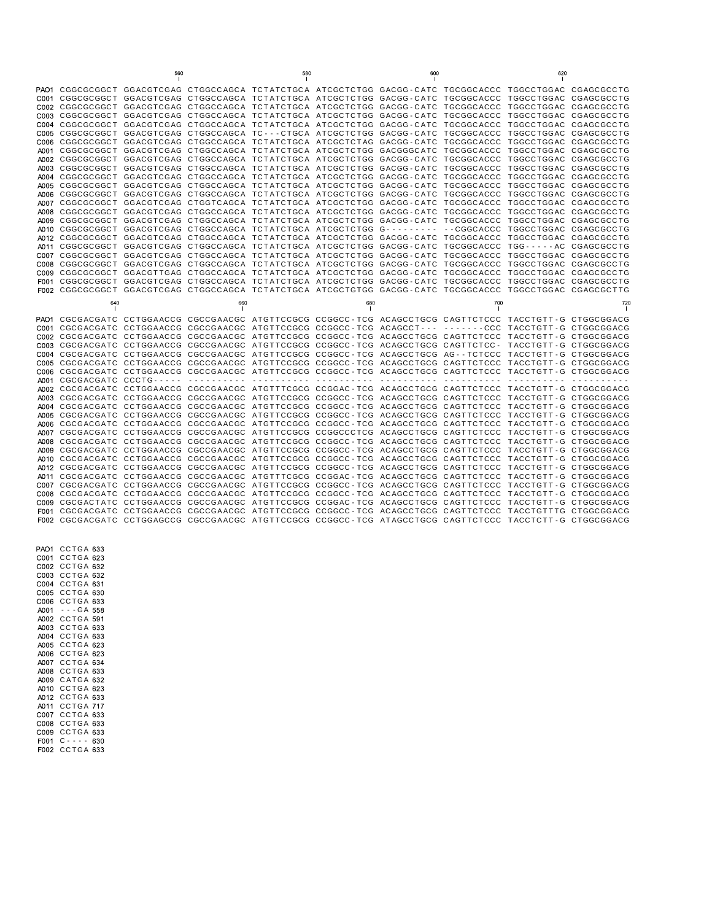```
                                  560                 580                 600                 620
                                    |                   |                   |                   |
PAO1 CGGCGCGGCT GGACGTCGAG CTGGCCAGCA TCTATCTGCA ATCGCTCTGG GACGG-CATC TGCGGCACCC TGGCCTGGAC CGAGCGCCTG
C001 CGGCGCGGCT GGACGTCGAG CTGGCCAGCA TCTATCTGCA ATCGCTCTGG GACGG-CATC TGCGGCACCC TGGCCTGGAC CGAGCGCCTG
C002 CGGCGCGGCT GGACGTCGAG CTGGCCAGCA TCTATCTGCA ATCGCTCTGG GACGG-CATC TGCGGCACCC TGGCCTGGAC CGAGCGCCTG
C003 CGGCGCGGCT GGACGTCGAG CTGGCCAGCA TCTATCTGCA ATCGCTCTGG GACGG-CATC TGCGGCACCC TGGCCTGGAC CGAGCGCCTG
C004 CGGCGCGGCT GGACGTCGAG CTGGCCAGCA TCTATCTGCA ATCGCTCTGG GACGG-CATC TGCGGCACCC TGGCCTGGAC CGAGCGCCTG
C005 CGGCGCGGCT GGACGTCGAG CTGGCCAGCA TC---CTGCA ATCGCTCTGG GACGG-CATC TGCGGCACCC TGGCCTGGAC CGAGCGCCTG
C006 CGGCGCGGCT GGACGTCGAG CTGGCCAGCA TCTATCTGCA ATCGCTCTAG GACGG-CATC TGCGGCACCC TGGCCTGGAC CGAGCGCCTG
A001 CGGCGCGGCT GGACGTCGAG CTGGCCAGCA TCTATCTGCA ATCGCTCTGG GACGGGCATC TGCGGCACCC TGGCCTGGAC CGAGCGCCTG
A002 CGGCGCGGCT GGACGTCGAG CTGGCCAGCA TCTATCTGCA ATCGCTCTGG GACGG-CATC TGCGGCACCC TGGCCTGGAC CGAGCGCCTG
A003 CGGCGCGGCT GGACGTCGAG CTGGCCAGCA TCTATCTGCA ATCGCTCTGG GACGG-CATC TGCGGCACCC TGGCCTGGAC CGAGCGCCTG
A004 CGGCGCGGCT GGACGTCGAG CTGGCCAGCA TCTATCTGCA ATCGCTCTGG GACGG-CATC TGCGGCACCC TGGCCTGGAC CGAGCGCCTG
A005 CGGCGCGGCT GGACGTCGAG CTGGCCAGCA TCTATCTGCA ATCGCTCTGG GACGG-CATC TGCGGCACCC TGGCCTGGAC CGAGCGCCTG
A006 CGGCGCGGCT GGACGTCGAG CTGGCCAGCA TCTATCTGCA ATCGCTCTGG GACGG-CATC TGCGGCACCC TGGCCTGGAC CGAGCGCCTG
A007 CGGCGCGGCT GGACGTCGAG CTGGTCAGCA TCTATCTGCA ATCGCTCTGG GACGG-CATC TGCGGCACCC TGGCCTGGAC CGAGCGCCTG
A008 CGGCGCGGCT GGACGTCGAG CTGGCCAGCA TCTATCTGCA ATCGCTCTGG GACGG-CATC TGCGGCACCC TGGCCTGGAC CGAGCGCCTG
A009 CGGCGCGGCT GGACGTCGAG CTGGCCAGCA TCTATCTGCA ATCGCTCTGG GACGG-CATC TGCGGCACCC TGGCCTGGAC CGAGCGCCTG
A010 CGGCGCGGCT GGACGTCGAG CTGGCCAGCA TCTATCTGCA ATCGCTCTGG G--------- --CGGCACCC TGGCCTGGAC CGAGCGCCTG
A012 CGGCGCGGCT GGACGTCGAG CTGGCCAGCA TCTATCTGCA ATCGCTCTGG GACGG-CATC TGCGGCACCC TGGCCTGGAC CGAGCGCCTG
A011 CGGCGCGGCT GGACGTCGAG CTGGCCAGCA TCTATCTGCA ATCGCTCTGG GACGG-CATC TGCGGCACCC TGG-----AC CGAGCGCCTG
C007 CGGCGCGGCT GGACGTCGAG CTGGCCAGCA TCTATCTGCA ATCGCTCTGG GACGG-CATC TGCGGCACCC TGGCCTGGAC CGAGCGCCTG
C008 CGGCGCGGCT GGACGTCGAG CTGGCCAGCA TCTATCTGCA ATCGCTCTGG GACGG-CATC TGCGGCACCC TGGCCTGGAC CGAGCGCCTG
C009 CGGCGCGGCT GGACGTTGAG CTGGCCAGCA TCTATCTGCA ATCGCTCTGG GACGG-CATC TGCGGCACCC TGGCCTGGAC CGAGCGCCTG
F001 CGGCGCGGCT GGACGTCGAG CTGGCCAGCA TCTATCTGCA ATCGCTCTGG GACGG-CATC TGCGGCACCC TGGCCTGGAC CGAGCGCCTG
F002 CGGCGCGGCT GGACGTCGAG CTGGCCAGCA TCTATCTGCA ATCGCTGTGG GACGG-CATC TGCGGCACCC TGGCCTGGAC CGAGCGCTTG

               640                 660                 680                 700                 720
                |                   |                   |                   |                   |
PAO1 CGCGACGATC CCTGGAACCG CGCCGAACGC ATGTTCCGCG CCGGCC-TCG ACAGCCTGCG CAGTTCTCCC TACCTGTT-G CTGGCGGACG
C001 CGCGACGATC CCTGGAACCG CGCCGAACGC ATGTTCCGCG CCGGCC-TCG ACAGCCT--- -------CCC TACCTGTT-G CTGGCGGACG
C002 CGCGACGATC CCTGGAACCG CGCCGAACGC ATGTTCCGCG CCGGCC-TCG ACAGCCTGCG CAGTTCTCCC TACCTGTT-G CTGGCGGACG
C003 CGCGACGATC CCTGGAACCG CGCCGAACGC ATGTTCCGCG CCGGCC-TCG ACAGCCTGCG CAGTTCTCC- TACCTGTT-G CTGGCGGACG
C004 CGCGACGATC CCTGGAACCG CGCCGAACGC ATGTTCCGCG CCGGCC-TCG ACAGCCTGCG AG--TCTCCC TACCTGTT-G CTGGCGGACG
C005 CGCGACGATC CCTGGAACCG CGCCGAACGC ATGTTCCGCG CCGGCC-TCG ACAGCCTGCG CAGTTCTCCC TACCTGTT-G CTGGCGGACG
C006 CGCGACGATC CCTGGAACCG CGCCGAACGC ATGTTCCGCG CCGGCC-TCG ACAGCCTGCG CAGTTCTCCC TACCTGTT-G CTGGCGGACG
A001 CGCGACGATC CCCTG----- ---------- ---------- ---------- ---------- ---------- ---------- ----------
A002 CGCGACGATC CCTGGAACCG CGCCGAACGC ATGTTTCGCG CCGGAC-TCG ACAGCCTGCG CAGTTCTCCC TACCTGTT-G CTGGCGGACG
A003 CGCGACGATC CCTGGAACCG CGCCGAACGC ATGTTCCGCG CCGGCC-TCG ACAGCCTGCG CAGTTCTCCC TACCTGTT-G CTGGCGGACG
A004 CGCGACGATC CCTGGAACCG CGCCGAACGC ATGTTCCGCG CCGGCC-TCG ACAGCCTGCG CAGTTCTCCC TACCTGTT-G CTGGCGGACG
A005 CGCGACGATC CCTGGAACCG CGCCGAACGC ATGTTCCGCG CCGGCC-TCG ACAGCCTGCG CAGTTCTCCC TACCTGTT-G CTGGCGGACG
A006 CGCGACGATC CCTGGAACCG CGCCGAACGC ATGTTCCGCG CCGGCC-TCG ACAGCCTGCG CAGTTCTCCC TACCTGTT-G CTGGCGGACG
A007 CGCGACGATC CCTGGAACCG CGCCGAACGC ATGTTCCGCG CCGGCCCTCG ACAGCCTGCG CAGTTCTCCC TACCTGTT-G CTGGCGGACG
A008 CGCGACGATC CCTGGAACCG CGCCGAACGC ATGTTCCGCG CCGGCC-TCG ACAGCCTGCG CAGTTCTCCC TACCTGTT-G CTGGCGGACG
A009 CGCGACGATC CCTGGAACCG CGCCGAACGC ATGTTCCGCG CCGGCC-TCG ACAGCCTGCG CAGTTCTCCC TACCTGTT-G CTGGCGGACG
A010 CGCGACGATC CCTGGAACCG CGCCGAACGC ATGTTCCGCG CCGGCC-TCG ACAGCCTGCG CAGTTCTCCC TACCTGTT-G CTGGCGGACG
A012 CGCGACGATC CCTGGAACCG CGCCGAACGC ATGTTCCGCG CCGGCC-TCG ACAGCCTGCG CAGTTCTCCC TACCTGTT-G CTGGCGGACG
A011 CGCGACGATC CCTGGAACCG CGCCGAACGC ATGTTTCGCG CCGGAC-TCG ACAGCCTGCG CAGTTCTCCC TACCTGTT-G CTGGCGGACG
C007 CGCGACGATC CCTGGAACCG CGCCGAACGC ATGTTCCGCG CCGGCC-TCG ACAGCCTGCG CAGTTCTCCC TACCTGTT-G CTGGCGGACG
C008 CGCGACGATC CCTGGAACCG CGCCGAACGC ATGTTCCGCG CCGGCC-TCG ACAGCCTGCG CAGTTCTCCC TACCTGTT-G CTGGCGGACG
C009 CGCGACTATC CCTGGAACCG CGCCGAACGC ATGTTCCGCG CCGGAC-TCG ACAGCCTGCG CAGTTCTCCC TACCTGTT-G CTGGCGGACG
F001 CGCGACGATC CCTGGAACCG CGCCGAACGC ATGTTCCGCG CCGGCC-TCG ACAGCCTGCG CAGTTCTCCC TACCTGTTTG CTGGCGGACG
F002 CGCGACGATC CCTGGAGCCG CGCCGAACGC ATGTTCCGCG CCGGCC-TCG ATAGCCTGCG CAGTTCTCCC TACCTCTT-G CTGGCGGACG

PAO1 CCTGA 633
C001 CCTGA 623
C002 CCTGA 632
C003 CCTGA 632
C004 CCTGA 631
C005 CCTGA 630
C006 CCTGA 633
A001 ---GA 558
A002 CCTGA 591
A003 CCTGA 633
A004 CCTGA 633
A005 CCTGA 623
A006 CCTGA 623
A007 CCTGA 634
A008 CCTGA 633
A009 CATGA 632
A010 CCTGA 623
A012 CCTGA 633
A011 CCTGA 717
C007 CCTGA 633
C008 CCTGA 633
C009 CCTGA 633
F001 C---- 630
F002 CCTGA 633
```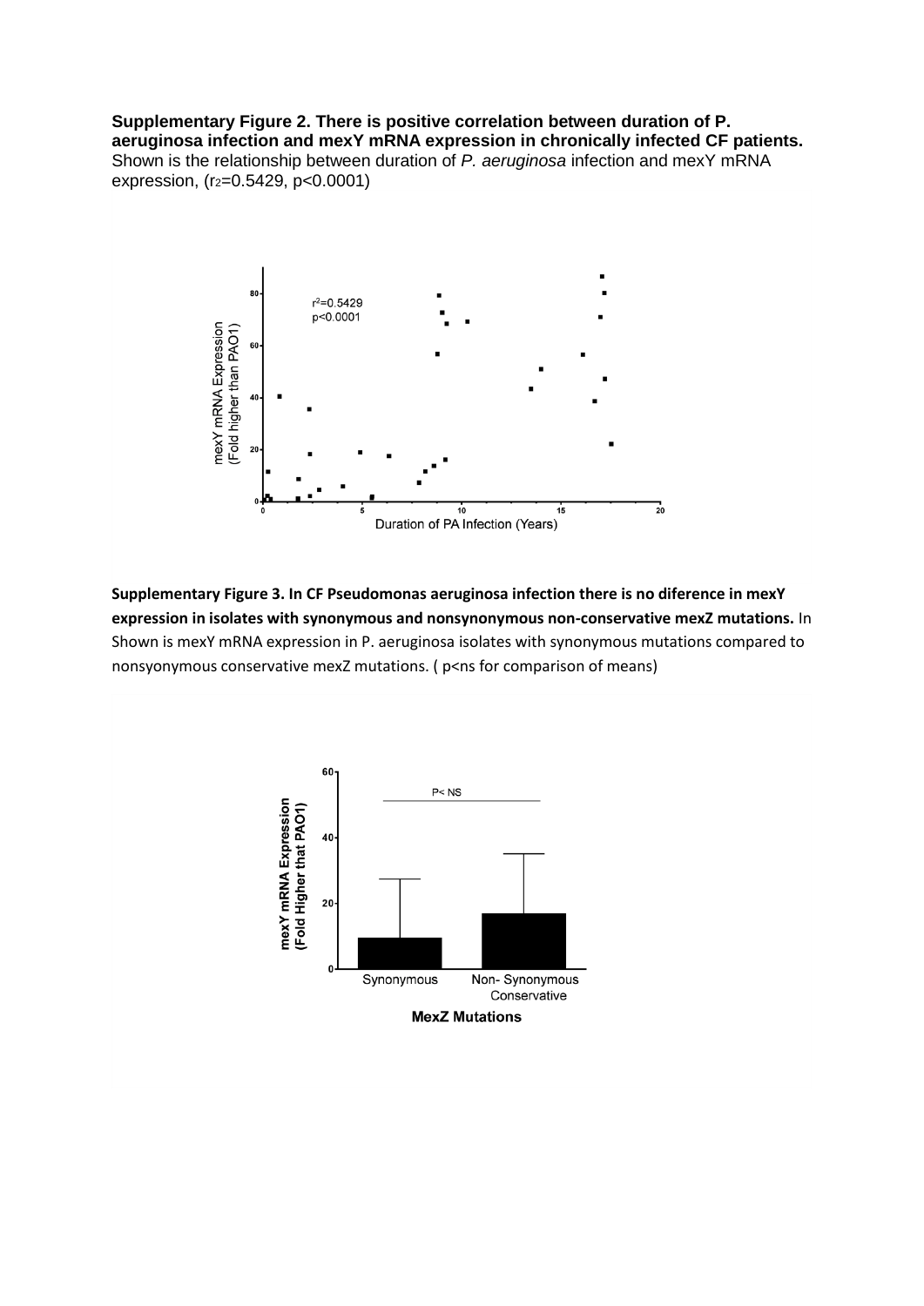**Supplementary Figure 2. There is positive correlation between duration of P. aeruginosa infection and mexY mRNA expression in chronically infected CF patients.** Shown is the relationship between duration of *P. aeruginosa* infection and mexY mRNA expression, ($r_2$=0.5429, p<0.0001)

$r^2$=0.5429
p<0.0001

mexY mRNA Expression (Fold higher than PAO1)

0
20
40
60
80

0
5
10
15
20

Duration of PA Infection (Years)

**Supplementary Figure 3. In CF Pseudomonas aeruginosa infection there is no diference in mexY expression in isolates with synonymous and nonsynonymous non-conservative mexZ mutations.** In Shown is mexY mRNA expression in P. aeruginosa isolates with synonymous mutations compared to nonsyonymous conservative mexZ mutations. ( p<ns for comparison of means)

P< NS

mexY mRNA Expression (Fold Higher that PAO1)

0
20
40
60

Synonymous
Non- Synonymous Conservative

MexZ Mutations